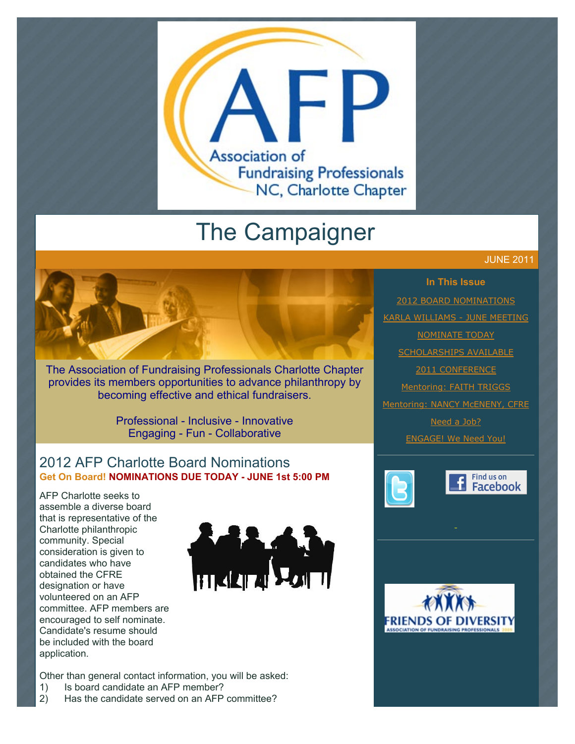# The Campaigner

JUNE 2011

The Association of Fundraising Professionals Charlotte Chapter provides its members opportunities to advance philanthropy by becoming effective and ethical fundraisers.

Professional - Inclusive - Innovative
Engaging - Fun - Collaborative

**In This Issue**

- 2012 BOARD NOMINATIONS
- KARLA WILLIAMS - JUNE MEETING
- NOMINATE TODAY
- SCHOLARSHIPS AVAILABLE
- 2011 CONFERENCE
- Mentoring: FAITH TRIGGS
- Mentoring: NANCY McENENY, CFRE
- Need a Job?
- ENGAGE! We Need You!

## 2012 AFP Charlotte Board Nominations

**Get On Board! NOMINATIONS DUE TODAY - JUNE 1st 5:00 PM**

AFP Charlotte seeks to assemble a diverse board that is representative of the Charlotte philanthropic community. Special consideration is given to candidates who have obtained the CFRE designation or have volunteered on an AFP committee. AFP members are encouraged to self nominate. Candidate's resume should be included with the board application.

Other than general contact information, you will be asked:

1) Is board candidate an AFP member?
2) Has the candidate served on an AFP committee?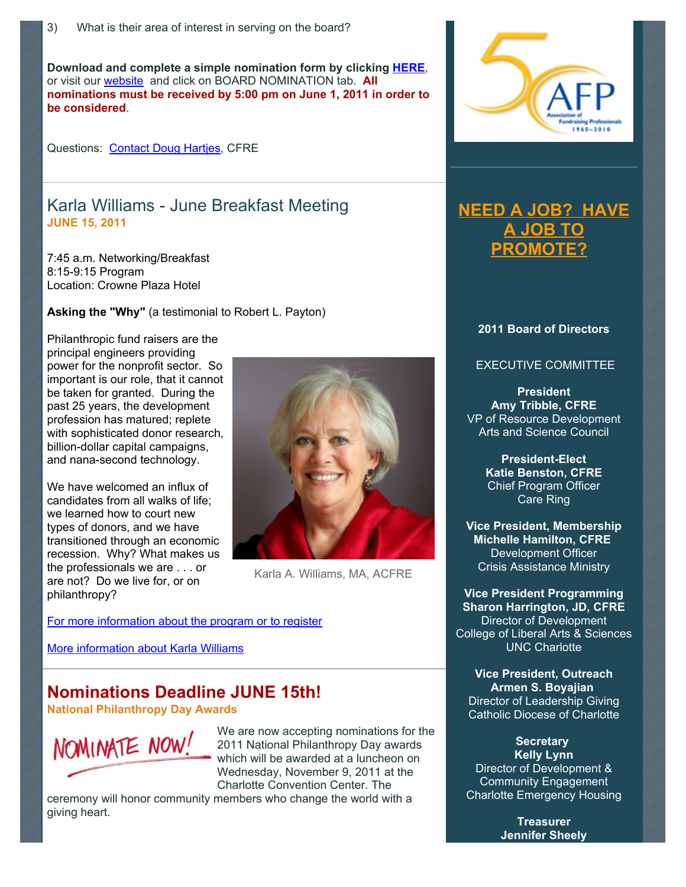3) What is their area of interest in serving on the board?

**Download and complete a simple nomination form by clicking HERE**, or visit our website and click on BOARD NOMINATION tab. **All nominations must be received by 5:00 pm on June 1, 2011 in order to be considered**.

Questions: Contact Doug Hartjes, CFRE

## Karla Williams - June Breakfast Meeting

**JUNE 15, 2011**

7:45 a.m. Networking/Breakfast
8:15-9:15 Program
Location: Crowne Plaza Hotel

**Asking the "Why"** (a testimonial to Robert L. Payton)

Philanthropic fund raisers are the principal engineers providing power for the nonprofit sector. So important is our role, that it cannot be taken for granted. During the past 25 years, the development profession has matured; replete with sophisticated donor research, billion-dollar capital campaigns, and nana-second technology.

We have welcomed an influx of candidates from all walks of life; we learned how to court new types of donors, and we have transitioned through an economic recession. Why? What makes us the professionals we are . . . or are not? Do we live for, or on philanthropy?

Karla A. Williams, MA, ACFRE

For more information about the program or to register

More information about Karla Williams

## Nominations Deadline JUNE 15th!

**National Philanthropy Day Awards**

NOMINATE NOW!

We are now accepting nominations for the 2011 National Philanthropy Day awards which will be awarded at a luncheon on Wednesday, November 9, 2011 at the Charlotte Convention Center. The ceremony will honor community members who change the world with a giving heart.

**NEED A JOB? HAVE A JOB TO PROMOTE?**

**2011 Board of Directors**

EXECUTIVE COMMITTEE

**President**
**Amy Tribble, CFRE**
VP of Resource Development
Arts and Science Council

**President-Elect**
**Katie Benston, CFRE**
Chief Program Officer
Care Ring

**Vice President, Membership**
**Michelle Hamilton, CFRE**
Development Officer
Crisis Assistance Ministry

**Vice President Programming**
**Sharon Harrington, JD, CFRE**
Director of Development
College of Liberal Arts & Sciences
UNC Charlotte

**Vice President, Outreach**
**Armen S. Boyajian**
Director of Leadership Giving
Catholic Diocese of Charlotte

**Secretary**
**Kelly Lynn**
Director of Development & Community Engagement
Charlotte Emergency Housing

**Treasurer**
**Jennifer Sheely**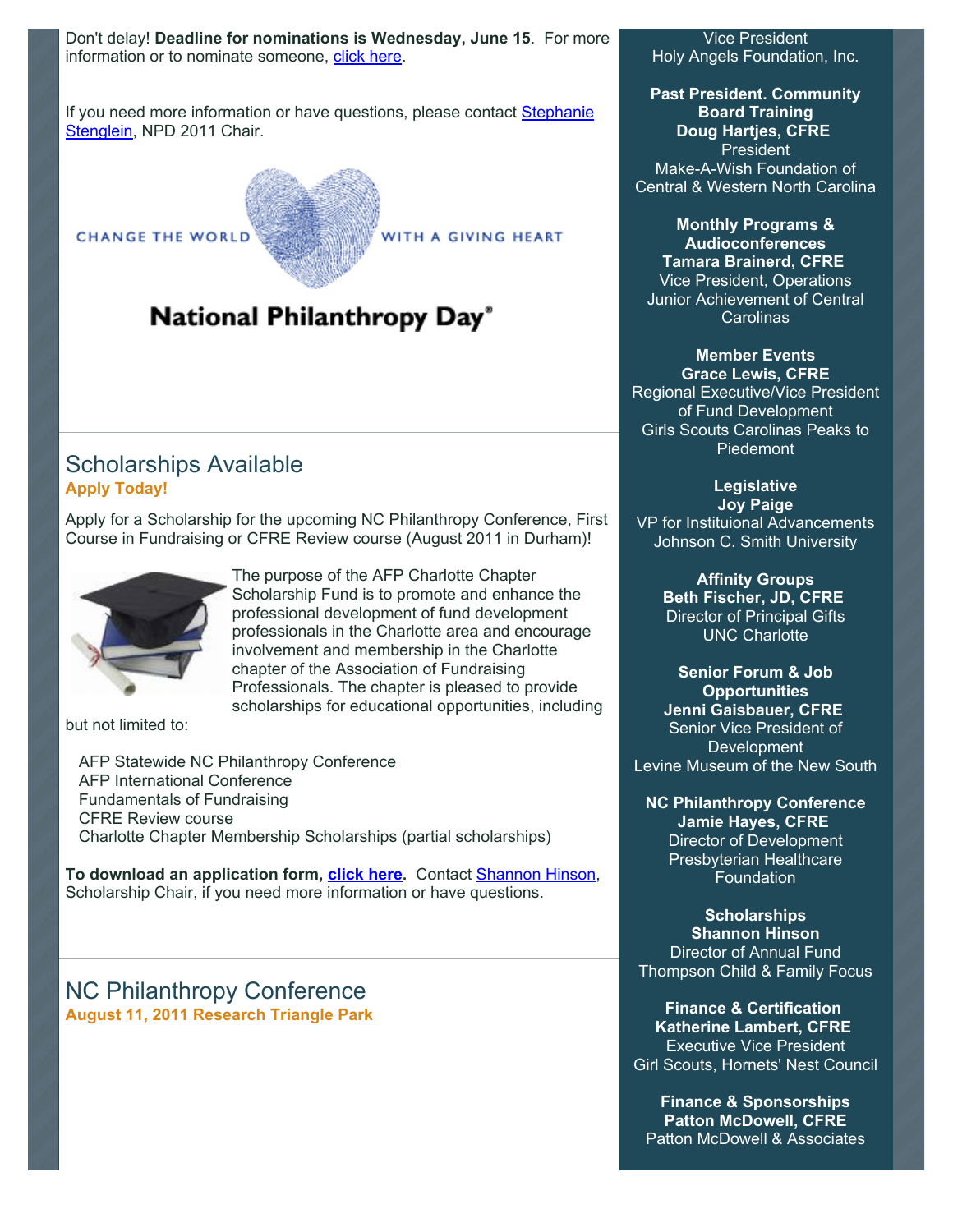Don't delay! **Deadline for nominations is Wednesday, June 15**. For more information or to nominate someone, click here.

If you need more information or have questions, please contact Stephanie Stenglein, NPD 2011 Chair.

CHANGE THE WORLD WITH A GIVING HEART

National Philanthropy Day®

## Scholarships Available

**Apply Today!**

Apply for a Scholarship for the upcoming NC Philanthropy Conference, First Course in Fundraising or CFRE Review course (August 2011 in Durham)!

The purpose of the AFP Charlotte Chapter Scholarship Fund is to promote and enhance the professional development of fund development professionals in the Charlotte area and encourage involvement and membership in the Charlotte chapter of the Association of Fundraising Professionals. The chapter is pleased to provide scholarships for educational opportunities, including but not limited to:

- AFP Statewide NC Philanthropy Conference
- AFP International Conference
- Fundamentals of Fundraising
- CFRE Review course
- Charlotte Chapter Membership Scholarships (partial scholarships)

**To download an application form, click here.** Contact Shannon Hinson, Scholarship Chair, if you need more information or have questions.

## NC Philanthropy Conference

**August 11, 2011 Research Triangle Park**

Vice President
Holy Angels Foundation, Inc.

**Past President. Community Board Training**
**Doug Hartjes, CFRE**
President
Make-A-Wish Foundation of Central & Western North Carolina

**Monthly Programs & Audioconferences**
**Tamara Brainerd, CFRE**
Vice President, Operations
Junior Achievement of Central Carolinas

**Member Events**
**Grace Lewis, CFRE**
Regional Executive/Vice President of Fund Development
Girls Scouts Carolinas Peaks to Piedemont

**Legislative**
**Joy Paige**
VP for Instituional Advancements
Johnson C. Smith University

**Affinity Groups**
**Beth Fischer, JD, CFRE**
Director of Principal Gifts
UNC Charlotte

**Senior Forum & Job Opportunities**
**Jenni Gaisbauer, CFRE**
Senior Vice President of Development
Levine Museum of the New South

**NC Philanthropy Conference**
**Jamie Hayes, CFRE**
Director of Development
Presbyterian Healthcare Foundation

**Scholarships**
**Shannon Hinson**
Director of Annual Fund
Thompson Child & Family Focus

**Finance & Certification**
**Katherine Lambert, CFRE**
Executive Vice President
Girl Scouts, Hornets' Nest Council

**Finance & Sponsorships**
**Patton McDowell, CFRE**
Patton McDowell & Associates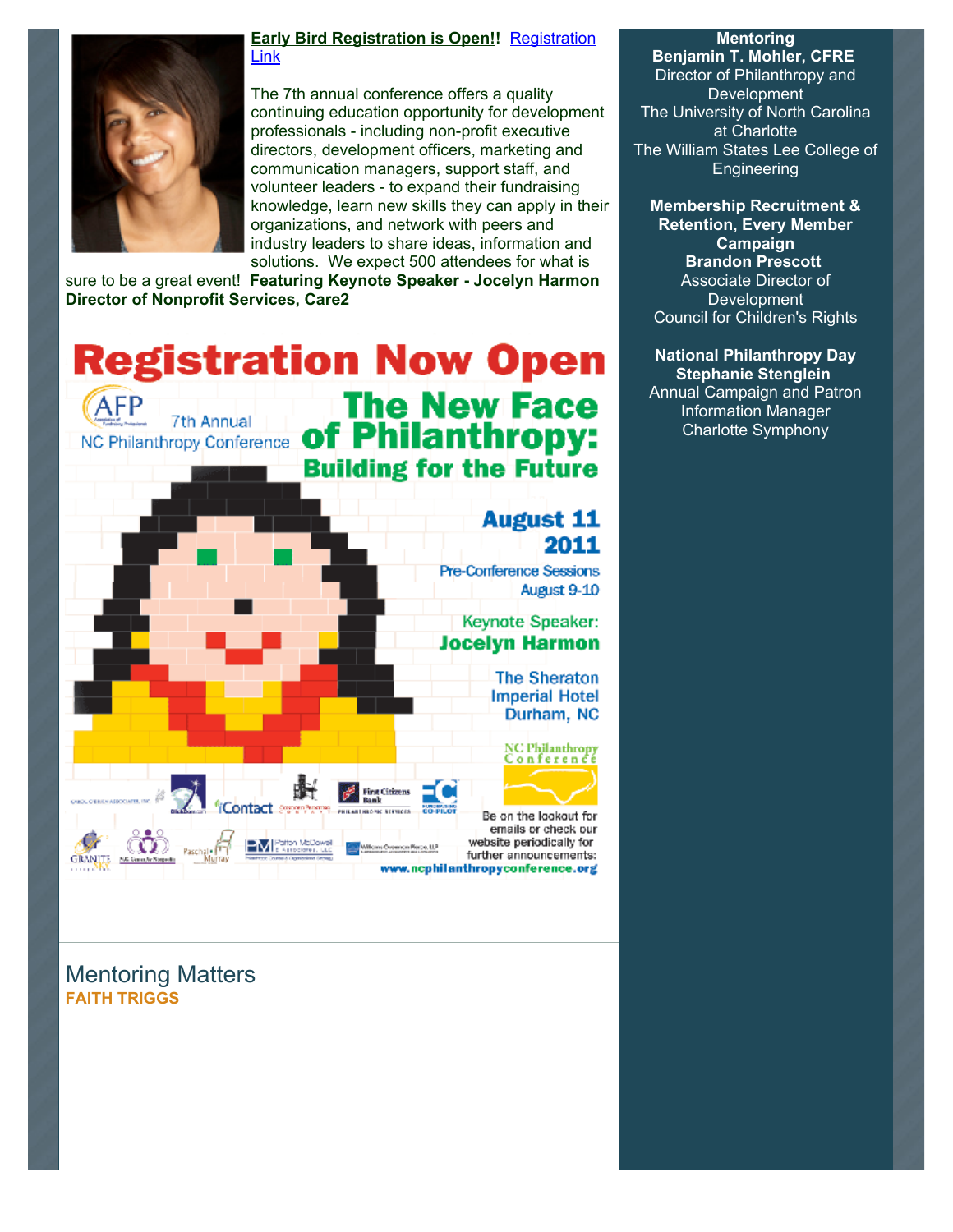**Early Bird Registration is Open!!** Registration Link

The 7th annual conference offers a quality continuing education opportunity for development professionals - including non-profit executive directors, development officers, marketing and communication managers, support staff, and volunteer leaders - to expand their fundraising knowledge, learn new skills they can apply in their organizations, and network with peers and industry leaders to share ideas, information and solutions. We expect 500 attendees for what is sure to be a great event! **Featuring Keynote Speaker - Jocelyn Harmon Director of Nonprofit Services, Care2**

# Registration Now Open

AFP 7th Annual NC Philanthropy Conference

## The New Face of Philanthropy: Building for the Future

**August 11 2011**

Pre-Conference Sessions August 9-10

Keynote Speaker: **Jocelyn Harmon**

The Sheraton Imperial Hotel Durham, NC

Be on the lookout for emails or check our website periodically for further announcements: www.ncphilanthropyconference.org

## Mentoring Matters

**FAITH TRIGGS**

**Mentoring**
**Benjamin T. Mohler, CFRE**
Director of Philanthropy and Development
The University of North Carolina at Charlotte
The William States Lee College of Engineering

**Membership Recruitment & Retention, Every Member Campaign**
**Brandon Prescott**
Associate Director of Development
Council for Children's Rights

**National Philanthropy Day**
**Stephanie Stenglein**
Annual Campaign and Patron Information Manager
Charlotte Symphony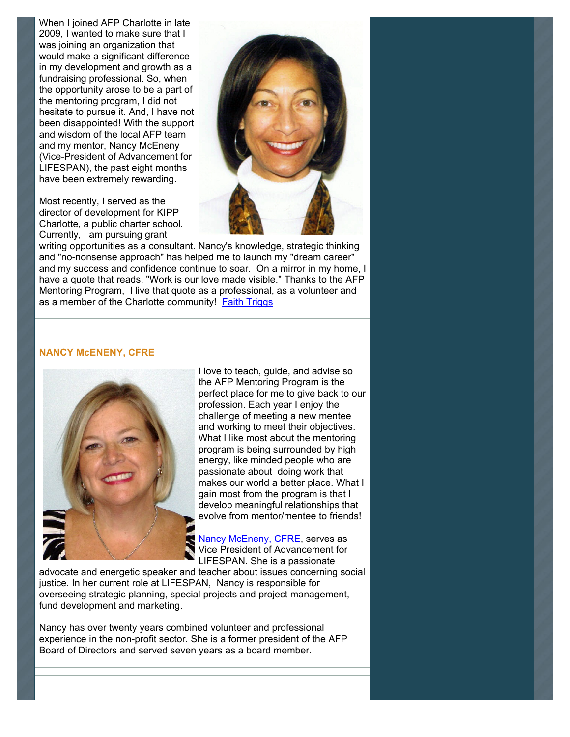When I joined AFP Charlotte in late 2009, I wanted to make sure that I was joining an organization that would make a significant difference in my development and growth as a fundraising professional. So, when the opportunity arose to be a part of the mentoring program, I did not hesitate to pursue it. And, I have not been disappointed! With the support and wisdom of the local AFP team and my mentor, Nancy McEneny (Vice-President of Advancement for LIFESPAN), the past eight months have been extremely rewarding.

Most recently, I served as the director of development for KIPP Charlotte, a public charter school. Currently, I am pursuing grant writing opportunities as a consultant. Nancy's knowledge, strategic thinking and "no-nonsense approach" has helped me to launch my "dream career" and my success and confidence continue to soar. On a mirror in my home, I have a quote that reads, "Work is our love made visible." Thanks to the AFP Mentoring Program, I live that quote as a professional, as a volunteer and as a member of the Charlotte community! Faith Triggs

---

### NANCY McENENY, CFRE

I love to teach, guide, and advise so the AFP Mentoring Program is the perfect place for me to give back to our profession. Each year I enjoy the challenge of meeting a new mentee and working to meet their objectives. What I like most about the mentoring program is being surrounded by high energy, like minded people who are passionate about doing work that makes our world a better place. What I gain most from the program is that I develop meaningful relationships that evolve from mentor/mentee to friends!

Nancy McEneny, CFRE, serves as Vice President of Advancement for LIFESPAN. She is a passionate advocate and energetic speaker and teacher about issues concerning social justice. In her current role at LIFESPAN, Nancy is responsible for overseeing strategic planning, special projects and project management, fund development and marketing.

Nancy has over twenty years combined volunteer and professional experience in the non-profit sector. She is a former president of the AFP Board of Directors and served seven years as a board member.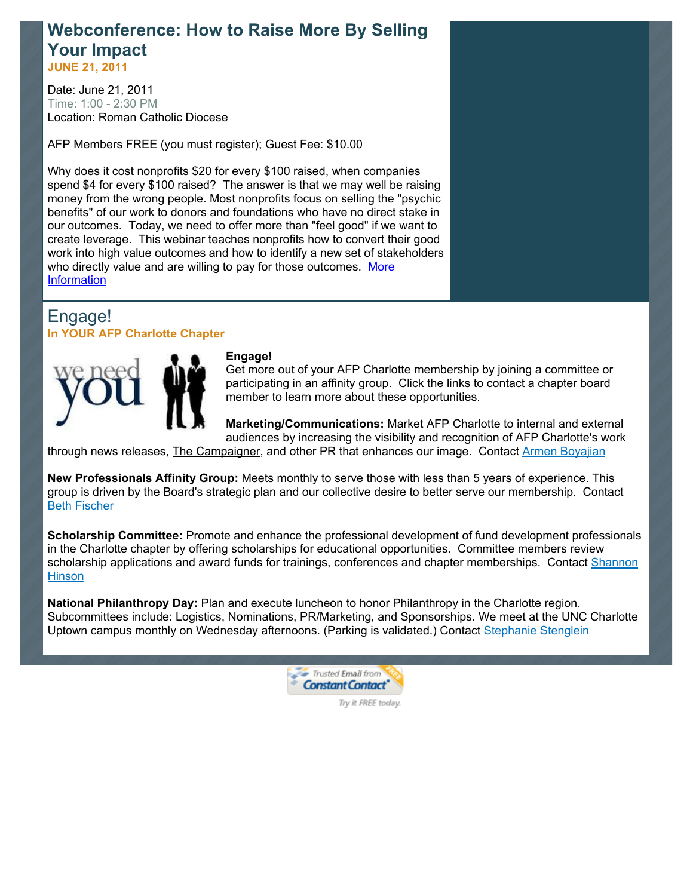## Webconference: How to Raise More By Selling Your Impact

**JUNE 21, 2011**

Date: June 21, 2011
Time: 1:00 - 2:30 PM
Location: Roman Catholic Diocese

AFP Members FREE (you must register); Guest Fee: $10.00

Why does it cost nonprofits $20 for every $100 raised, when companies spend $4 for every $100 raised? The answer is that we may well be raising money from the wrong people. Most nonprofits focus on selling the "psychic benefits" of our work to donors and foundations who have no direct stake in our outcomes. Today, we need to offer more than "feel good" if we want to create leverage. This webinar teaches nonprofits how to convert their good work into high value outcomes and how to identify a new set of stakeholders who directly value and are willing to pay for those outcomes. More Information

## Engage!

**In YOUR AFP Charlotte Chapter**

**Engage!**
Get more out of your AFP Charlotte membership by joining a committee or participating in an affinity group. Click the links to contact a chapter board member to learn more about these opportunities.

**Marketing/Communications:** Market AFP Charlotte to internal and external audiences by increasing the visibility and recognition of AFP Charlotte's work through news releases, The Campaigner, and other PR that enhances our image. Contact Armen Boyajian

**New Professionals Affinity Group:** Meets monthly to serve those with less than 5 years of experience. This group is driven by the Board's strategic plan and our collective desire to better serve our membership. Contact Beth Fischer

**Scholarship Committee:** Promote and enhance the professional development of fund development professionals in the Charlotte chapter by offering scholarships for educational opportunities. Committee members review scholarship applications and award funds for trainings, conferences and chapter memberships. Contact Shannon Hinson

**National Philanthropy Day:** Plan and execute luncheon to honor Philanthropy in the Charlotte region. Subcommittees include: Logistics, Nominations, PR/Marketing, and Sponsorships. We meet at the UNC Charlotte Uptown campus monthly on Wednesday afternoons. (Parking is validated.) Contact Stephanie Stenglein